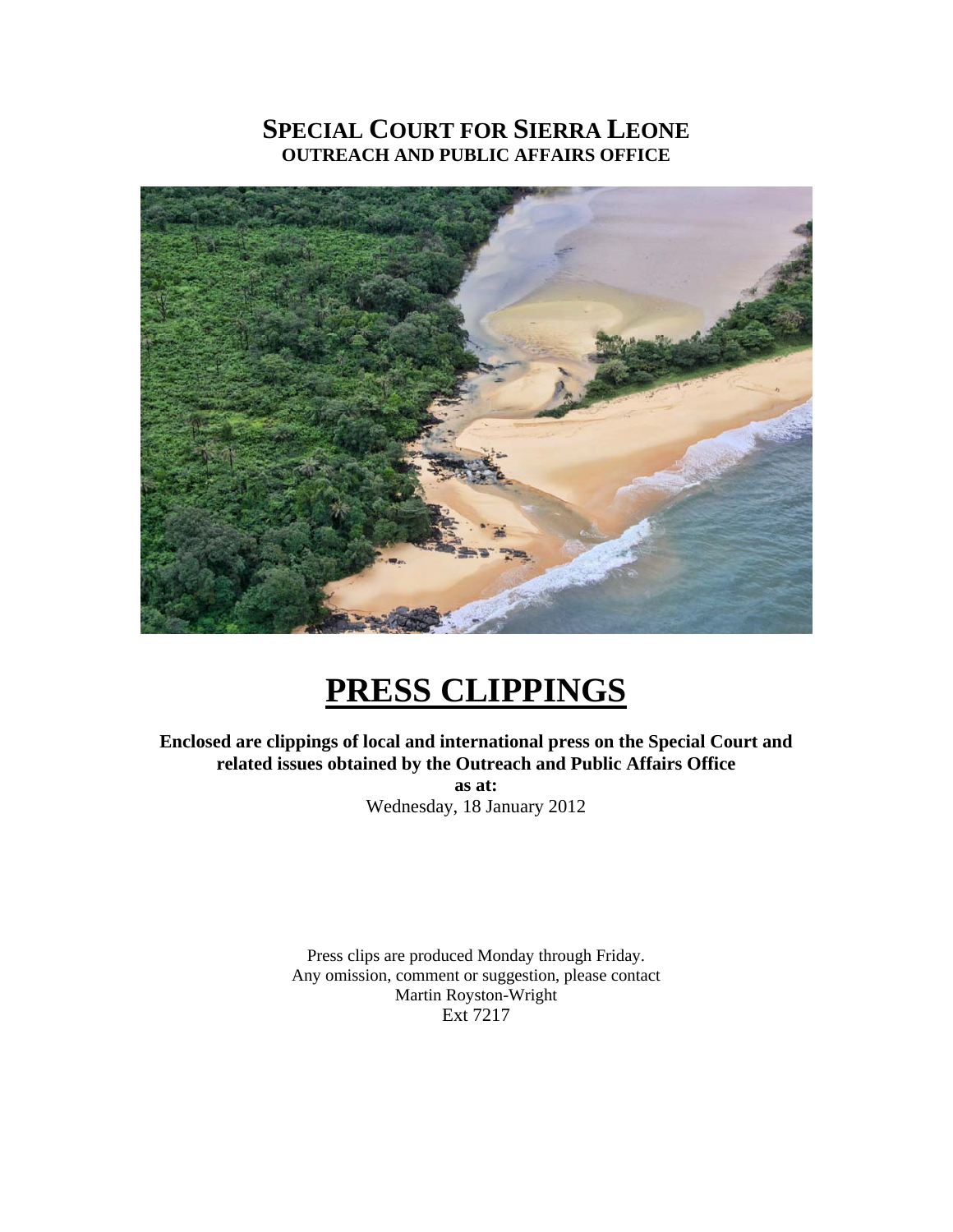# SPECIAL COURT FOR SIERRA LEONE

## OUTREACH AND PUBLIC AFFAIRS OFFICE

# PRESS CLIPPINGS

**Enclosed are clippings of local and international press on the Special Court and related issues obtained by the Outreach and Public Affairs Office**

**as at:**

Wednesday, 18 January 2012

Press clips are produced Monday through Friday.
Any omission, comment or suggestion, please contact
Martin Royston-Wright
Ext 7217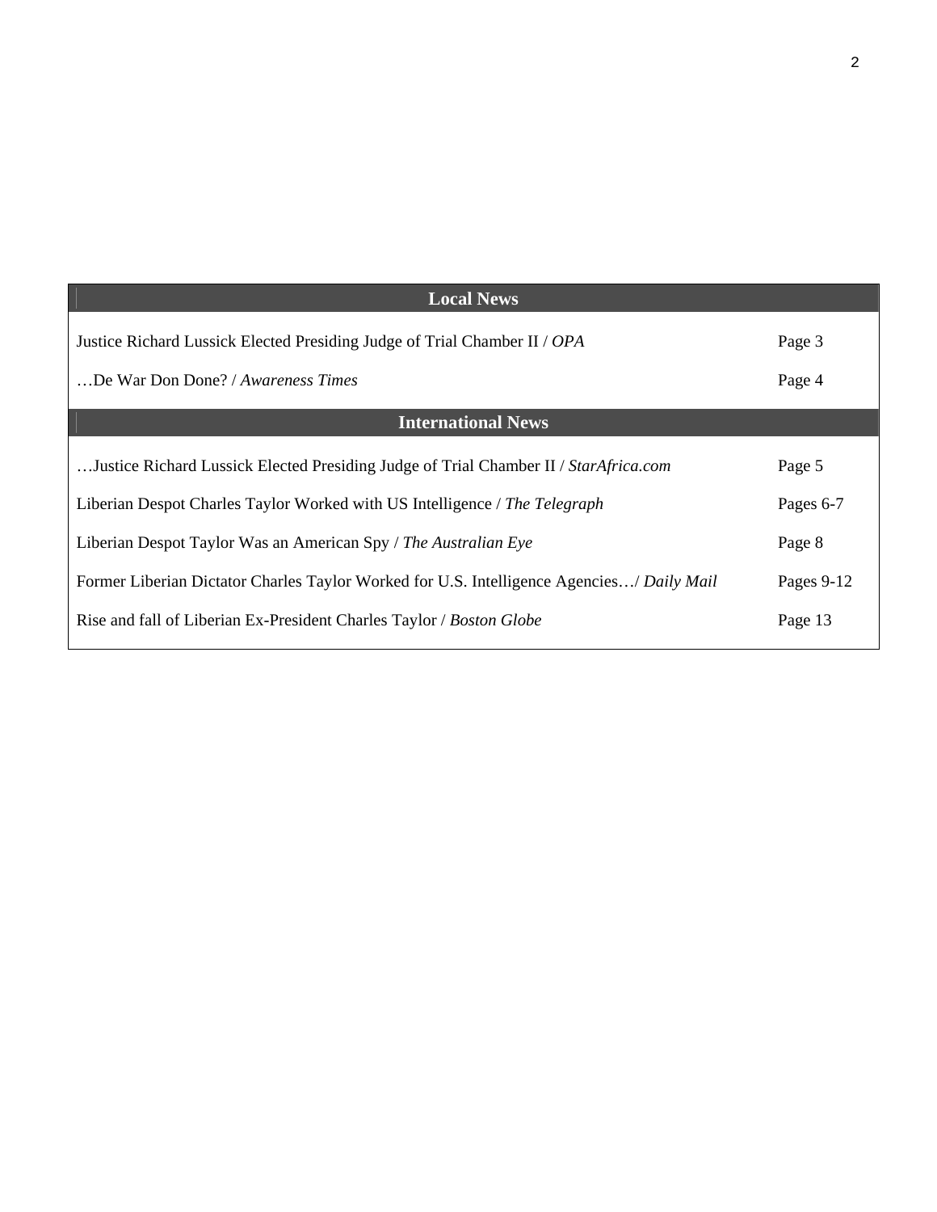| Local News | |
|---|---|
| Justice Richard Lussick Elected Presiding Judge of Trial Chamber II / *OPA* | Page 3 |
| …De War Don Done? / *Awareness Times* | Page 4 |
| **International News** | |
| …Justice Richard Lussick Elected Presiding Judge of Trial Chamber II / *StarAfrica.com* | Page 5 |
| Liberian Despot Charles Taylor Worked with US Intelligence / *The Telegraph* | Pages 6-7 |
| Liberian Despot Taylor Was an American Spy / *The Australian Eye* | Page 8 |
| Former Liberian Dictator Charles Taylor Worked for U.S. Intelligence Agencies…/ *Daily Mail* | Pages 9-12 |
| Rise and fall of Liberian Ex-President Charles Taylor / *Boston Globe* | Page 13 |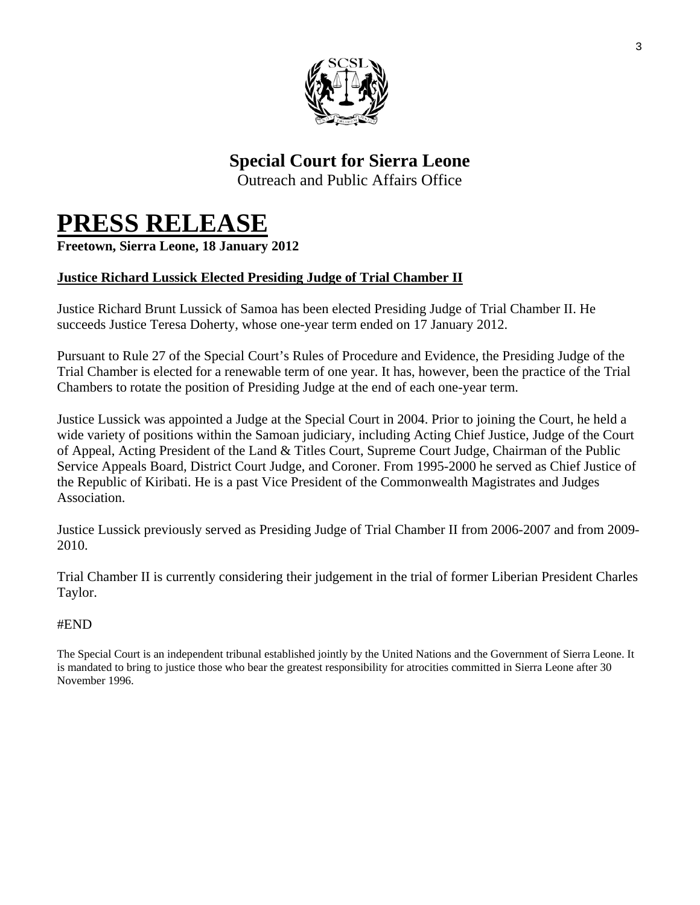# Special Court for Sierra Leone

Outreach and Public Affairs Office

# PRESS RELEASE

**Freetown, Sierra Leone, 18 January 2012**

**Justice Richard Lussick Elected Presiding Judge of Trial Chamber II**

Justice Richard Brunt Lussick of Samoa has been elected Presiding Judge of Trial Chamber II. He succeeds Justice Teresa Doherty, whose one-year term ended on 17 January 2012.

Pursuant to Rule 27 of the Special Court's Rules of Procedure and Evidence, the Presiding Judge of the Trial Chamber is elected for a renewable term of one year. It has, however, been the practice of the Trial Chambers to rotate the position of Presiding Judge at the end of each one-year term.

Justice Lussick was appointed a Judge at the Special Court in 2004. Prior to joining the Court, he held a wide variety of positions within the Samoan judiciary, including Acting Chief Justice, Judge of the Court of Appeal, Acting President of the Land & Titles Court, Supreme Court Judge, Chairman of the Public Service Appeals Board, District Court Judge, and Coroner. From 1995-2000 he served as Chief Justice of the Republic of Kiribati. He is a past Vice President of the Commonwealth Magistrates and Judges Association.

Justice Lussick previously served as Presiding Judge of Trial Chamber II from 2006-2007 and from 2009-2010.

Trial Chamber II is currently considering their judgement in the trial of former Liberian President Charles Taylor.

#END

The Special Court is an independent tribunal established jointly by the United Nations and the Government of Sierra Leone. It is mandated to bring to justice those who bear the greatest responsibility for atrocities committed in Sierra Leone after 30 November 1996.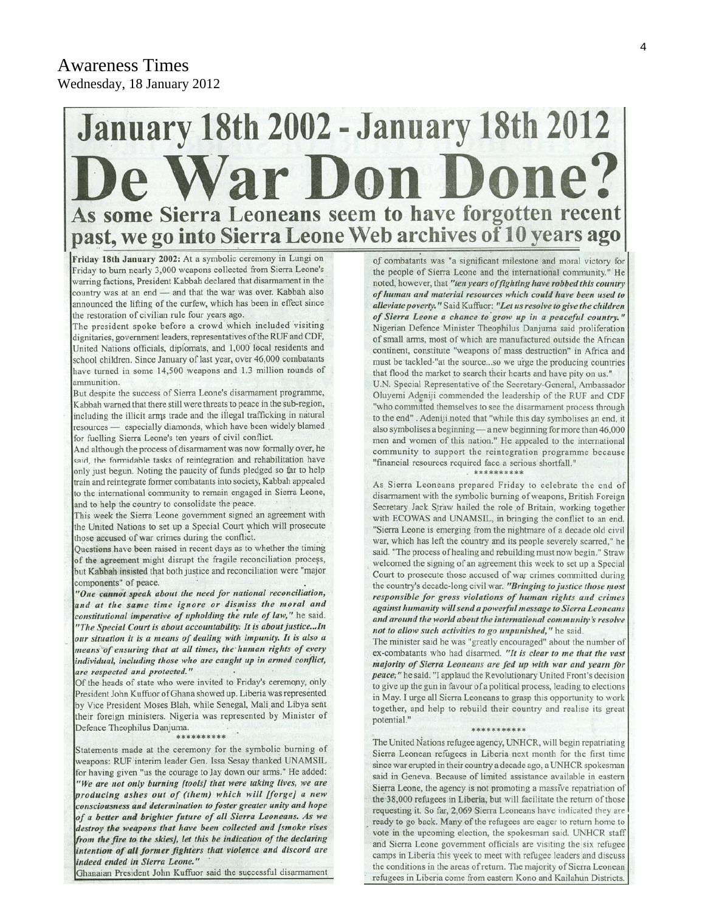Awareness Times
Wednesday, 18 January 2012

# January 18th 2002 - January 18th 2012

# De War Don Done?

## As some Sierra Leoneans seem to have forgotten recent past, we go into Sierra Leone Web archives of 10 years ago

**Friday 18th January 2002:** At a symbolic ceremony in Lungi on Friday to burn nearly 3,000 weapons collected from Sierra Leone's warring factions, President Kabbah declared that disarmament in the country was at an end — and that the war was over. Kabbah also announced the lifting of the curfew, which has been in effect since the restoration of civilian rule four years ago.

The president spoke before a crowd which included visiting dignitaries, government leaders, representatives of the RUF and CDF, United Nations officials, diplomats, and 1,000 local residents and school children. Since January of last year, over 46,000 combatants have turned in some 14,500 weapons and 1.3 million rounds of ammunition.

But despite the success of Sierra Leone's disarmament programme, Kabbah warned that there still were threats to peace in the sub-region, including the illicit arms trade and the illegal trafficking in natural resources — especially diamonds, which have been widely blamed for fuelling Sierra Leone's ten years of civil conflict.

And although the process of disarmament was now formally over, he said, the formidable tasks of reintegration and rehabilitation have only just begun. Noting the paucity of funds pledged so far to help train and reintegrate former combatants into society, Kabbah appealed to the international community to remain engaged in Sierra Leone, and to help the country to consolidate the peace.

This week the Sierra Leone government signed an agreement with the United Nations to set up a Special Court which will prosecute those accused of war crimes during the conflict.

Questions have been raised in recent days as to whether the timing of the agreement might disrupt the fragile reconciliation process, but Kabbah insisted that both justice and reconciliation were "major components" of peace.

***"One cannot speak about the need for national reconciliation, and at the same time ignore or dismiss the moral and constitutional imperative of upholding the rule of law,"*** he said. ***"The Special Court is about accountability. It is about justice...In our situation it is a means of dealing with impunity. It is also a means of ensuring that at all times, the human rights of every individual, including those who are caught up in armed conflict, are respected and protected."***

Of the heads of state who were invited to Friday's ceremony, only President John Kuffuor of Ghana showed up. Liberia was represented by Vice President Moses Blah, while Senegal, Mali and Libya sent their foreign ministers. Nigeria was represented by Minister of Defence Theophilus Danjuma.

\*\*\*\*\*\*\*\*\*\*

Statements made at the ceremony for the symbolic burning of weapons: RUF interim leader Gen. Issa Sesay thanked UNAMSIL for having given "us the courage to lay down our arms." He added: ***"We are not only burning [tools] that were taking lives, we are producing ashes out of (them) which will [forge] a new consciousness and determination to foster greater unity and hope of a better and brighter future of all Sierra Leoneans. As we destroy the weapons that have been collected and [smoke rises from the fire to the skies], let this be indication of the declaring intention of all former fighters that violence and discord are indeed ended in Sierra Leone."***

Ghanaian President John Kuffuor said the successful disarmament of combatants was "a significant milestone and moral victory for the people of Sierra Leone and the international community." He noted, however, that ***"ten years of fighting have robbed this country of human and material resources which could have been used to alleviate poverty."*** Said Kuffuor: ***"Let us resolve to give the children of Sierra Leone a chance to grow up in a peaceful country."*** Nigerian Defence Minister Theophilus Danjuma said proliferation of small arms, most of which are manufactured outside the African continent, constitute "weapons of mass destruction" in Africa and must be tackled "at the source...so we urge the producing countries that flood the market to search their hearts and have pity on us."

U.N. Special Representative of the Secretary-General, Ambassador Oluyemi Adeniji commended the leadership of the RUF and CDF "who committed themselves to see the disarmament process through to the end". Adeniji noted that "while this day symbolises an end, it also symbolises a beginning — a new beginning for more than 46,000 men and women of this nation." He appealed to the international community to support the reintegration programme because "financial resources required face a serious shortfall."

\*\*\*\*\*\*\*\*\*\*

As Sierra Leoneans prepared Friday to celebrate the end of disarmament with the symbolic burning of weapons, British Foreign Secretary Jack Straw hailed the role of Britain, working together with ECOWAS and UNAMSIL, in bringing the conflict to an end. "Sierra Leone is emerging from the nightmare of a decade old civil war, which has left the country and its people severely scarred," he said. "The process of healing and rebuilding must now begin." Straw welcomed the signing of an agreement this week to set up a Special Court to prosecute those accused of war crimes committed during the country's decade-long civil war. ***"Bringing to justice those most responsible for gross violations of human rights and crimes against humanity will send a powerful message to Sierra Leoneans and around the world about the international community's resolve not to allow such activities to go unpunished,"*** he said.

The minister said he was "greatly encouraged" about the number of ex-combatants who had disarmed. ***"It is clear to me that the vast majority of Sierra Leoneans are fed up with war and yearn for peace,"*** he said. "I applaud the Revolutionary United Front's decision to give up the gun in favour of a political process, leading to elections in May. I urge all Sierra Leoneans to grasp this opportunity to work together, and help to rebuild their country and realise its great potential."

\*\*\*\*\*\*\*\*\*\*\*

The United Nations refugee agency, UNHCR, will begin repatriating Sierra Leonean refugees in Liberia next month for the first time since war erupted in their country a decade ago, a UNHCR spokesman said in Geneva. Because of limited assistance available in eastern Sierra Leone, the agency is not promoting a massive repatriation of the 38,000 refugees in Liberia, but will facilitate the return of those requesting it. So far, 2,069 Sierra Leoneans have indicated they are ready to go back. Many of the refugees are eager to return home to vote in the upcoming election, the spokesman said. UNHCR staff and Sierra Leone government officials are visiting the six refugee camps in Liberia this week to meet with refugee leaders and discuss the conditions in the areas of return. The majority of Sierra Leonean refugees in Liberia come from eastern Kono and Kailahun Districts.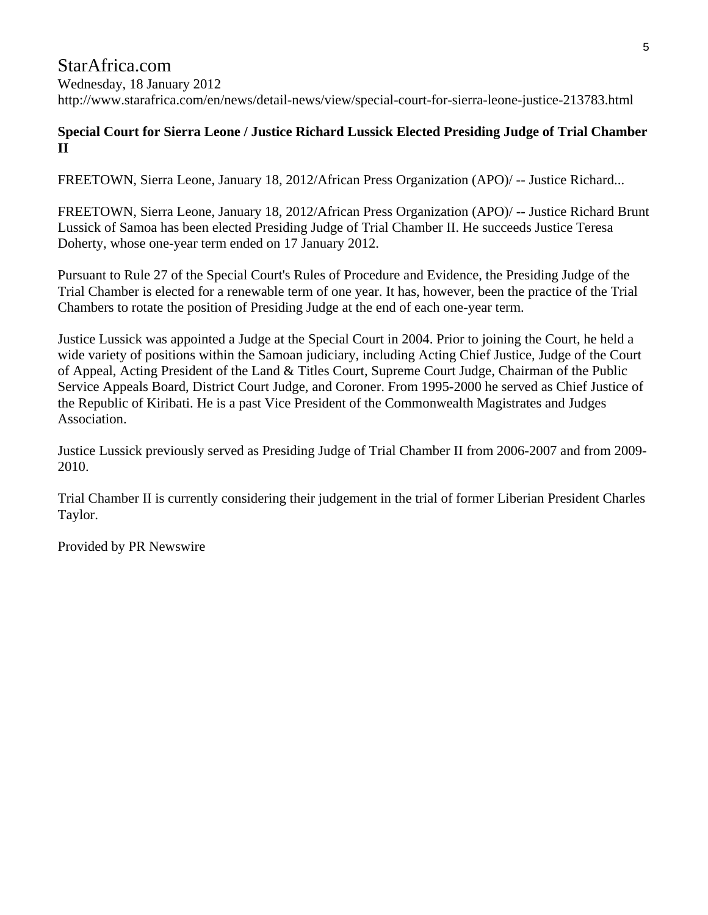StarAfrica.com
Wednesday, 18 January 2012
http://www.starafrica.com/en/news/detail-news/view/special-court-for-sierra-leone-justice-213783.html

**Special Court for Sierra Leone / Justice Richard Lussick Elected Presiding Judge of Trial Chamber II**

FREETOWN, Sierra Leone, January 18, 2012/African Press Organization (APO)/ -- Justice Richard...

FREETOWN, Sierra Leone, January 18, 2012/African Press Organization (APO)/ -- Justice Richard Brunt Lussick of Samoa has been elected Presiding Judge of Trial Chamber II. He succeeds Justice Teresa Doherty, whose one-year term ended on 17 January 2012.

Pursuant to Rule 27 of the Special Court's Rules of Procedure and Evidence, the Presiding Judge of the Trial Chamber is elected for a renewable term of one year. It has, however, been the practice of the Trial Chambers to rotate the position of Presiding Judge at the end of each one-year term.

Justice Lussick was appointed a Judge at the Special Court in 2004. Prior to joining the Court, he held a wide variety of positions within the Samoan judiciary, including Acting Chief Justice, Judge of the Court of Appeal, Acting President of the Land & Titles Court, Supreme Court Judge, Chairman of the Public Service Appeals Board, District Court Judge, and Coroner. From 1995-2000 he served as Chief Justice of the Republic of Kiribati. He is a past Vice President of the Commonwealth Magistrates and Judges Association.

Justice Lussick previously served as Presiding Judge of Trial Chamber II from 2006-2007 and from 2009-2010.

Trial Chamber II is currently considering their judgement in the trial of former Liberian President Charles Taylor.

Provided by PR Newswire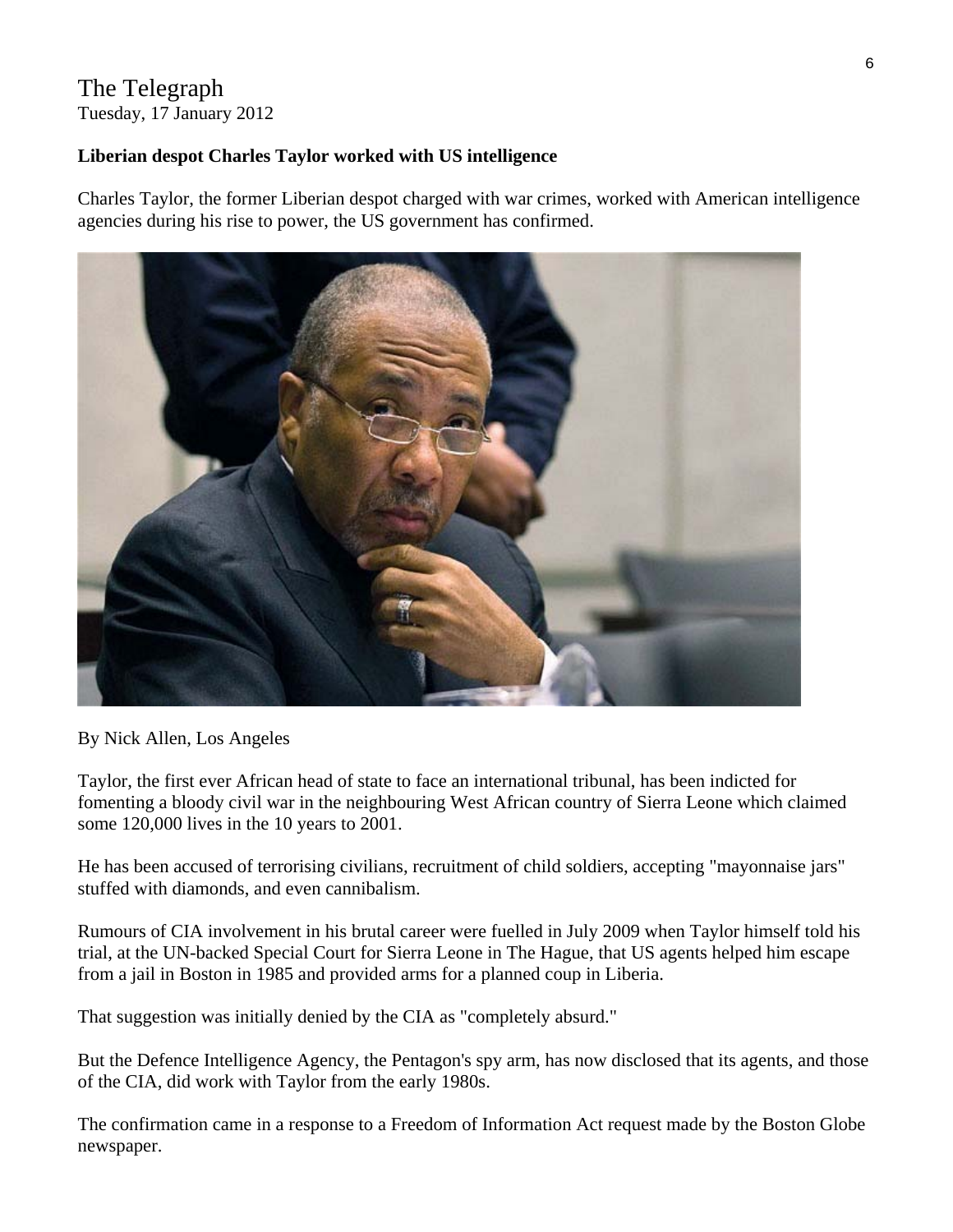The Telegraph
Tuesday, 17 January 2012

**Liberian despot Charles Taylor worked with US intelligence**

Charles Taylor, the former Liberian despot charged with war crimes, worked with American intelligence agencies during his rise to power, the US government has confirmed.

By Nick Allen, Los Angeles

Taylor, the first ever African head of state to face an international tribunal, has been indicted for fomenting a bloody civil war in the neighbouring West African country of Sierra Leone which claimed some 120,000 lives in the 10 years to 2001.

He has been accused of terrorising civilians, recruitment of child soldiers, accepting "mayonnaise jars" stuffed with diamonds, and even cannibalism.

Rumours of CIA involvement in his brutal career were fuelled in July 2009 when Taylor himself told his trial, at the UN-backed Special Court for Sierra Leone in The Hague, that US agents helped him escape from a jail in Boston in 1985 and provided arms for a planned coup in Liberia.

That suggestion was initially denied by the CIA as "completely absurd."

But the Defence Intelligence Agency, the Pentagon's spy arm, has now disclosed that its agents, and those of the CIA, did work with Taylor from the early 1980s.

The confirmation came in a response to a Freedom of Information Act request made by the Boston Globe newspaper.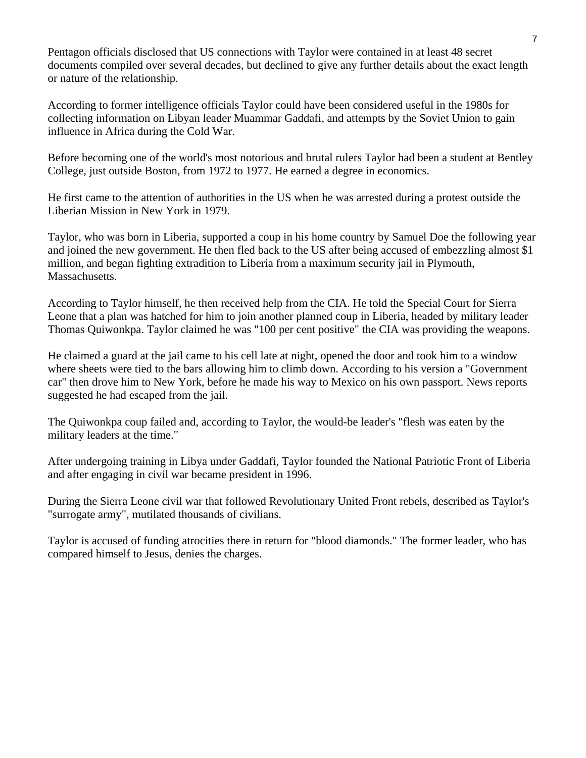Pentagon officials disclosed that US connections with Taylor were contained in at least 48 secret documents compiled over several decades, but declined to give any further details about the exact length or nature of the relationship.

According to former intelligence officials Taylor could have been considered useful in the 1980s for collecting information on Libyan leader Muammar Gaddafi, and attempts by the Soviet Union to gain influence in Africa during the Cold War.

Before becoming one of the world's most notorious and brutal rulers Taylor had been a student at Bentley College, just outside Boston, from 1972 to 1977. He earned a degree in economics.

He first came to the attention of authorities in the US when he was arrested during a protest outside the Liberian Mission in New York in 1979.

Taylor, who was born in Liberia, supported a coup in his home country by Samuel Doe the following year and joined the new government. He then fled back to the US after being accused of embezzling almost $1 million, and began fighting extradition to Liberia from a maximum security jail in Plymouth, Massachusetts.

According to Taylor himself, he then received help from the CIA. He told the Special Court for Sierra Leone that a plan was hatched for him to join another planned coup in Liberia, headed by military leader Thomas Quiwonkpa. Taylor claimed he was "100 per cent positive" the CIA was providing the weapons.

He claimed a guard at the jail came to his cell late at night, opened the door and took him to a window where sheets were tied to the bars allowing him to climb down. According to his version a "Government car" then drove him to New York, before he made his way to Mexico on his own passport. News reports suggested he had escaped from the jail.

The Quiwonkpa coup failed and, according to Taylor, the would-be leader's "flesh was eaten by the military leaders at the time."

After undergoing training in Libya under Gaddafi, Taylor founded the National Patriotic Front of Liberia and after engaging in civil war became president in 1996.

During the Sierra Leone civil war that followed Revolutionary United Front rebels, described as Taylor's "surrogate army", mutilated thousands of civilians.

Taylor is accused of funding atrocities there in return for "blood diamonds." The former leader, who has compared himself to Jesus, denies the charges.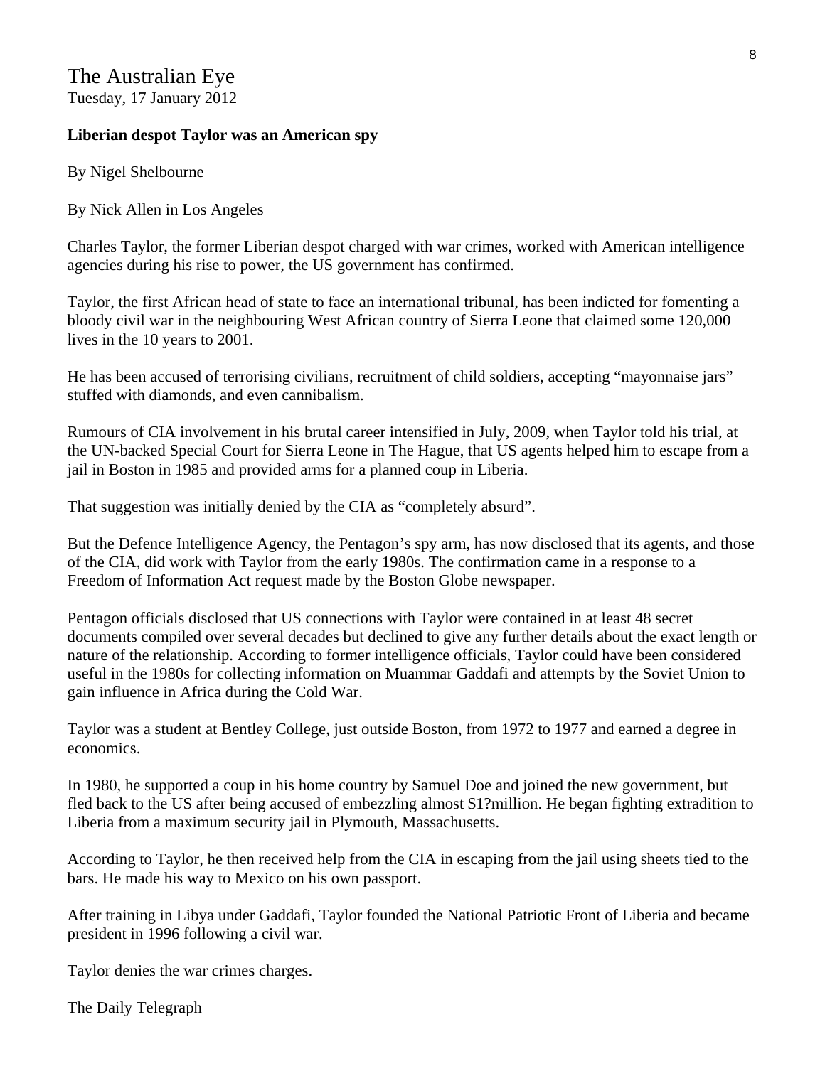# The Australian Eye

Tuesday, 17 January 2012

**Liberian despot Taylor was an American spy**

By Nigel Shelbourne

By Nick Allen in Los Angeles

Charles Taylor, the former Liberian despot charged with war crimes, worked with American intelligence agencies during his rise to power, the US government has confirmed.

Taylor, the first African head of state to face an international tribunal, has been indicted for fomenting a bloody civil war in the neighbouring West African country of Sierra Leone that claimed some 120,000 lives in the 10 years to 2001.

He has been accused of terrorising civilians, recruitment of child soldiers, accepting "mayonnaise jars" stuffed with diamonds, and even cannibalism.

Rumours of CIA involvement in his brutal career intensified in July, 2009, when Taylor told his trial, at the UN-backed Special Court for Sierra Leone in The Hague, that US agents helped him to escape from a jail in Boston in 1985 and provided arms for a planned coup in Liberia.

That suggestion was initially denied by the CIA as "completely absurd".

But the Defence Intelligence Agency, the Pentagon's spy arm, has now disclosed that its agents, and those of the CIA, did work with Taylor from the early 1980s. The confirmation came in a response to a Freedom of Information Act request made by the Boston Globe newspaper.

Pentagon officials disclosed that US connections with Taylor were contained in at least 48 secret documents compiled over several decades but declined to give any further details about the exact length or nature of the relationship. According to former intelligence officials, Taylor could have been considered useful in the 1980s for collecting information on Muammar Gaddafi and attempts by the Soviet Union to gain influence in Africa during the Cold War.

Taylor was a student at Bentley College, just outside Boston, from 1972 to 1977 and earned a degree in economics.

In 1980, he supported a coup in his home country by Samuel Doe and joined the new government, but fled back to the US after being accused of embezzling almost $1?million. He began fighting extradition to Liberia from a maximum security jail in Plymouth, Massachusetts.

According to Taylor, he then received help from the CIA in escaping from the jail using sheets tied to the bars. He made his way to Mexico on his own passport.

After training in Libya under Gaddafi, Taylor founded the National Patriotic Front of Liberia and became president in 1996 following a civil war.

Taylor denies the war crimes charges.

The Daily Telegraph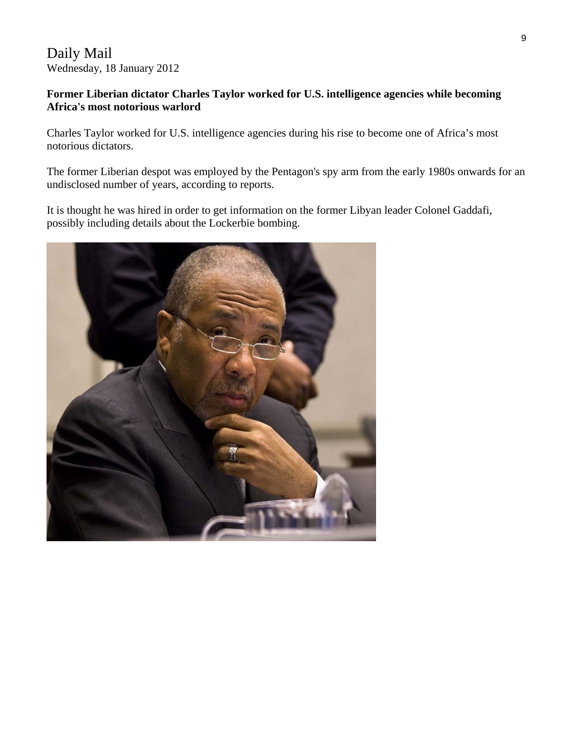Daily Mail
Wednesday, 18 January 2012

**Former Liberian dictator Charles Taylor worked for U.S. intelligence agencies while becoming Africa's most notorious warlord**

Charles Taylor worked for U.S. intelligence agencies during his rise to become one of Africa's most notorious dictators.

The former Liberian despot was employed by the Pentagon's spy arm from the early 1980s onwards for an undisclosed number of years, according to reports.

It is thought he was hired in order to get information on the former Libyan leader Colonel Gaddafi, possibly including details about the Lockerbie bombing.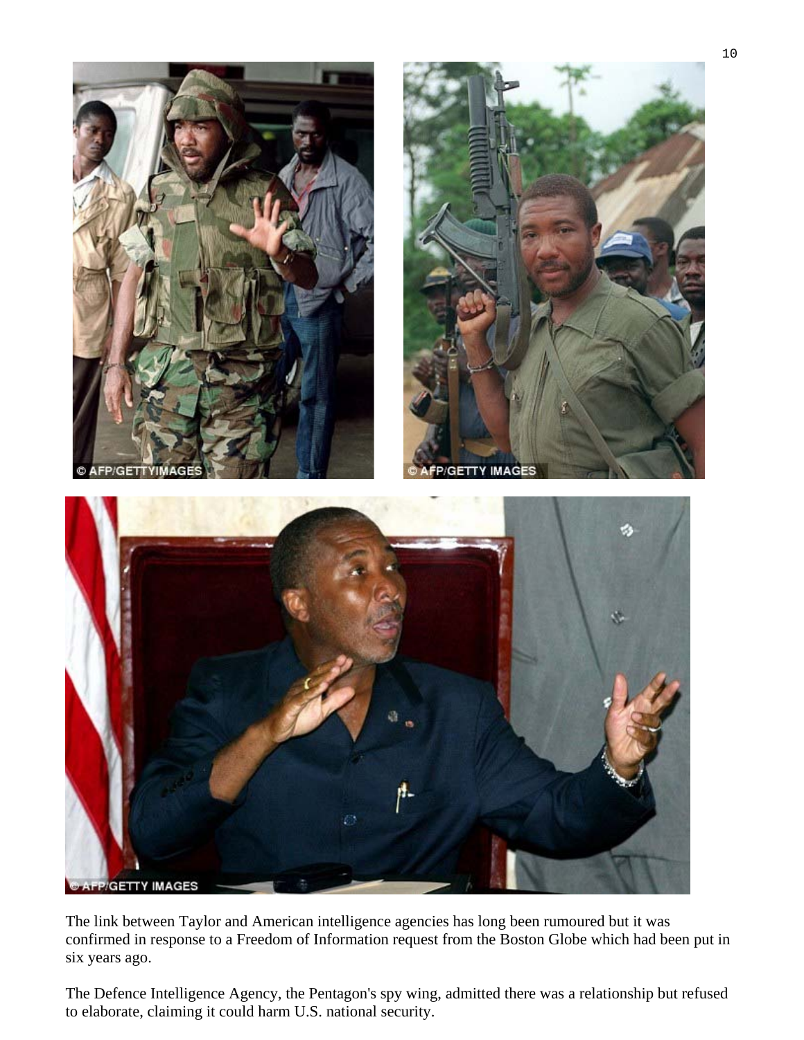The link between Taylor and American intelligence agencies has long been rumoured but it was confirmed in response to a Freedom of Information request from the Boston Globe which had been put in six years ago.

The Defence Intelligence Agency, the Pentagon's spy wing, admitted there was a relationship but refused to elaborate, claiming it could harm U.S. national security.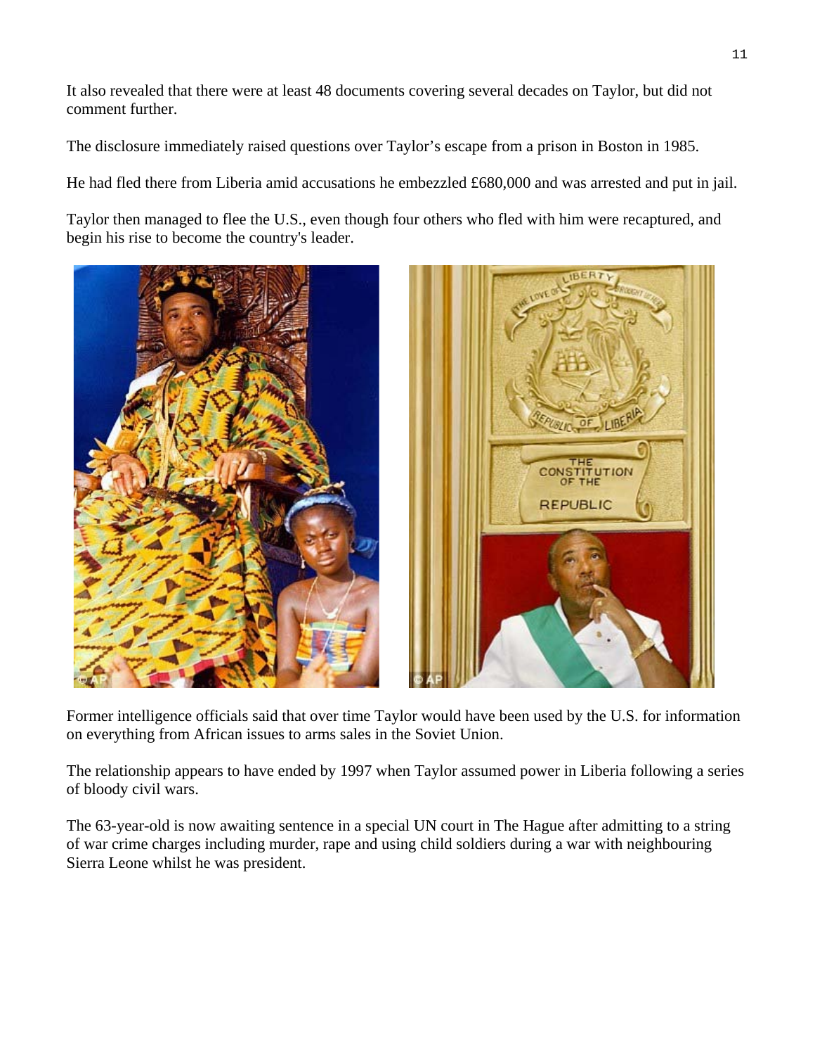It also revealed that there were at least 48 documents covering several decades on Taylor, but did not comment further.

The disclosure immediately raised questions over Taylor's escape from a prison in Boston in 1985.

He had fled there from Liberia amid accusations he embezzled £680,000 and was arrested and put in jail.

Taylor then managed to flee the U.S., even though four others who fled with him were recaptured, and begin his rise to become the country's leader.

Former intelligence officials said that over time Taylor would have been used by the U.S. for information on everything from African issues to arms sales in the Soviet Union.

The relationship appears to have ended by 1997 when Taylor assumed power in Liberia following a series of bloody civil wars.

The 63-year-old is now awaiting sentence in a special UN court in The Hague after admitting to a string of war crime charges including murder, rape and using child soldiers during a war with neighbouring Sierra Leone whilst he was president.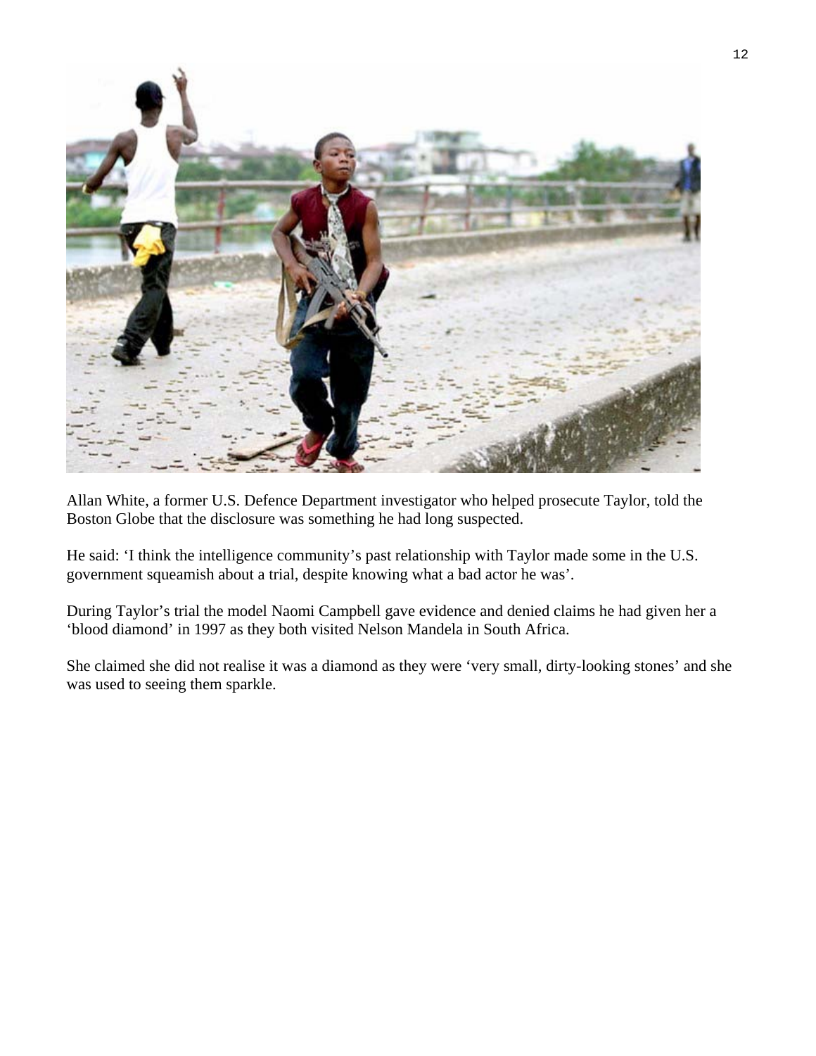Allan White, a former U.S. Defence Department investigator who helped prosecute Taylor, told the Boston Globe that the disclosure was something he had long suspected.

He said: ‘I think the intelligence community’s past relationship with Taylor made some in the U.S. government squeamish about a trial, despite knowing what a bad actor he was’.

During Taylor’s trial the model Naomi Campbell gave evidence and denied claims he had given her a ‘blood diamond’ in 1997 as they both visited Nelson Mandela in South Africa.

She claimed she did not realise it was a diamond as they were ‘very small, dirty-looking stones’ and she was used to seeing them sparkle.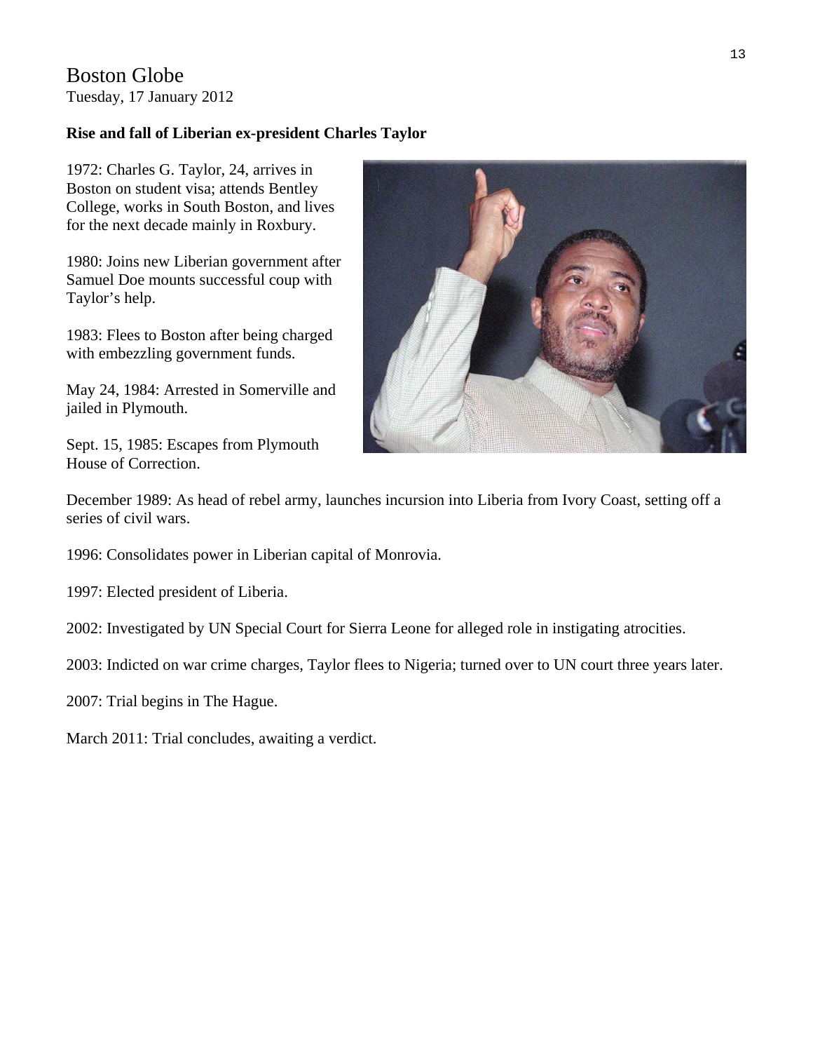Boston Globe
Tuesday, 17 January 2012

**Rise and fall of Liberian ex-president Charles Taylor**

1972: Charles G. Taylor, 24, arrives in Boston on student visa; attends Bentley College, works in South Boston, and lives for the next decade mainly in Roxbury.

1980: Joins new Liberian government after Samuel Doe mounts successful coup with Taylor's help.

1983: Flees to Boston after being charged with embezzling government funds.

May 24, 1984: Arrested in Somerville and jailed in Plymouth.

Sept. 15, 1985: Escapes from Plymouth House of Correction.

December 1989: As head of rebel army, launches incursion into Liberia from Ivory Coast, setting off a series of civil wars.

1996: Consolidates power in Liberian capital of Monrovia.

1997: Elected president of Liberia.

2002: Investigated by UN Special Court for Sierra Leone for alleged role in instigating atrocities.

2003: Indicted on war crime charges, Taylor flees to Nigeria; turned over to UN court three years later.

2007: Trial begins in The Hague.

March 2011: Trial concludes, awaiting a verdict.